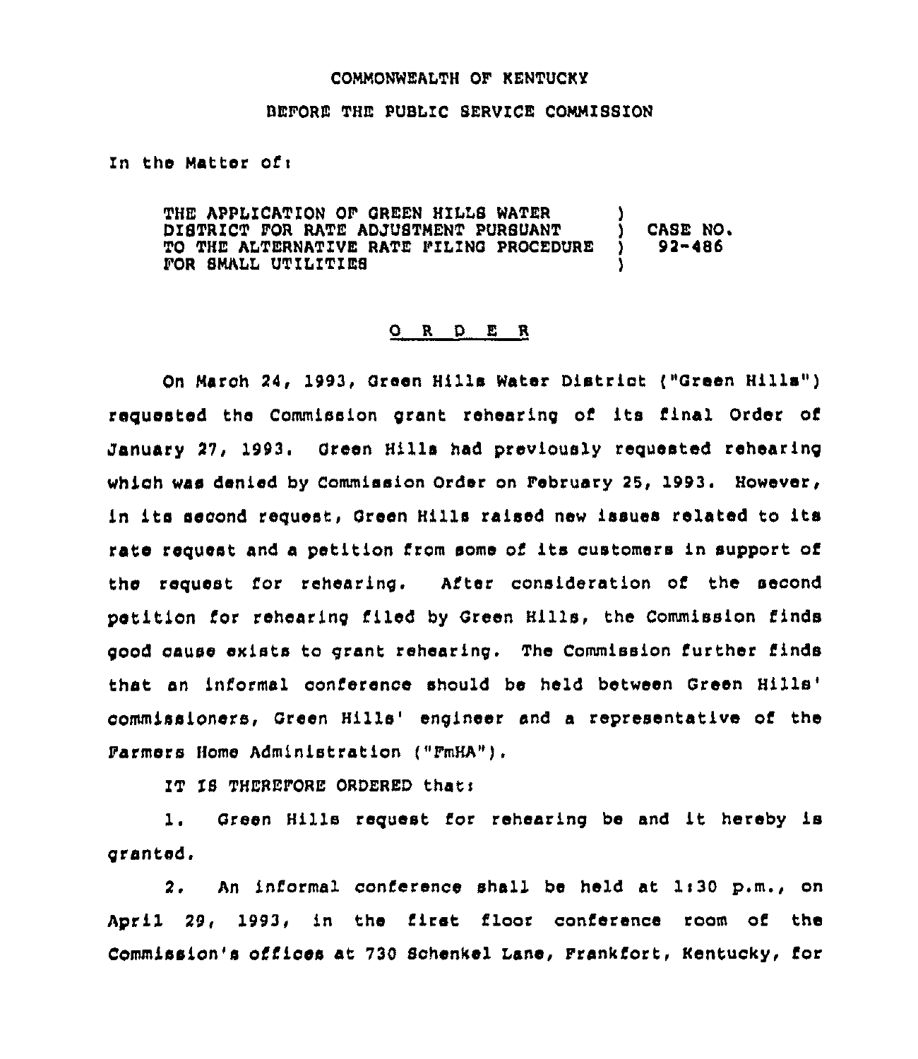COMMONWEALTH OF KENTUCKY

BEFORE THE PUBLIC SERVICE COMMISSION

In the Matter of:

THE APPLICATION OF GREEN HILLS WATER DISTRICT FOR RATE ADJUSTMENT PURSUANT TO THE ALTERNATIVE RATE FILING PROCEDURE FOR SMALL UTILITIES ) CASE NO. 92-486

O R D E R

On March 24, 1993, Green Hills Water District ("Green Hills") requested the Commission grant rehearing of its final Order of January 27, 1993. Green Hills had previously requested rehearing which was denied by Commission Order on February 25, 1993. However, in its second request, Green Hills raised new issues related to its rate request and a petition from some of its customers in support of the request for rehearing. After consideration of the second petition for rehearing filed by Green Hills, the Commission finds good cause exists to grant rehearing. The Commission further finds that an informal conference should be held between Green Hills' commissioners, Green Hills' engineer and a representative of the Farmers Home Administration ("FmHA").

IT IS THEREFORE ORDERED that:

1. Green Hills request for rehearing be and it hereby is granted.

2. An informal conference shall be held at 1:30 p.m., on April 29, 1993, in the first floor conference room of the Commission's offices at 730 Schenkel Lane, Frankfort, Kentucky, for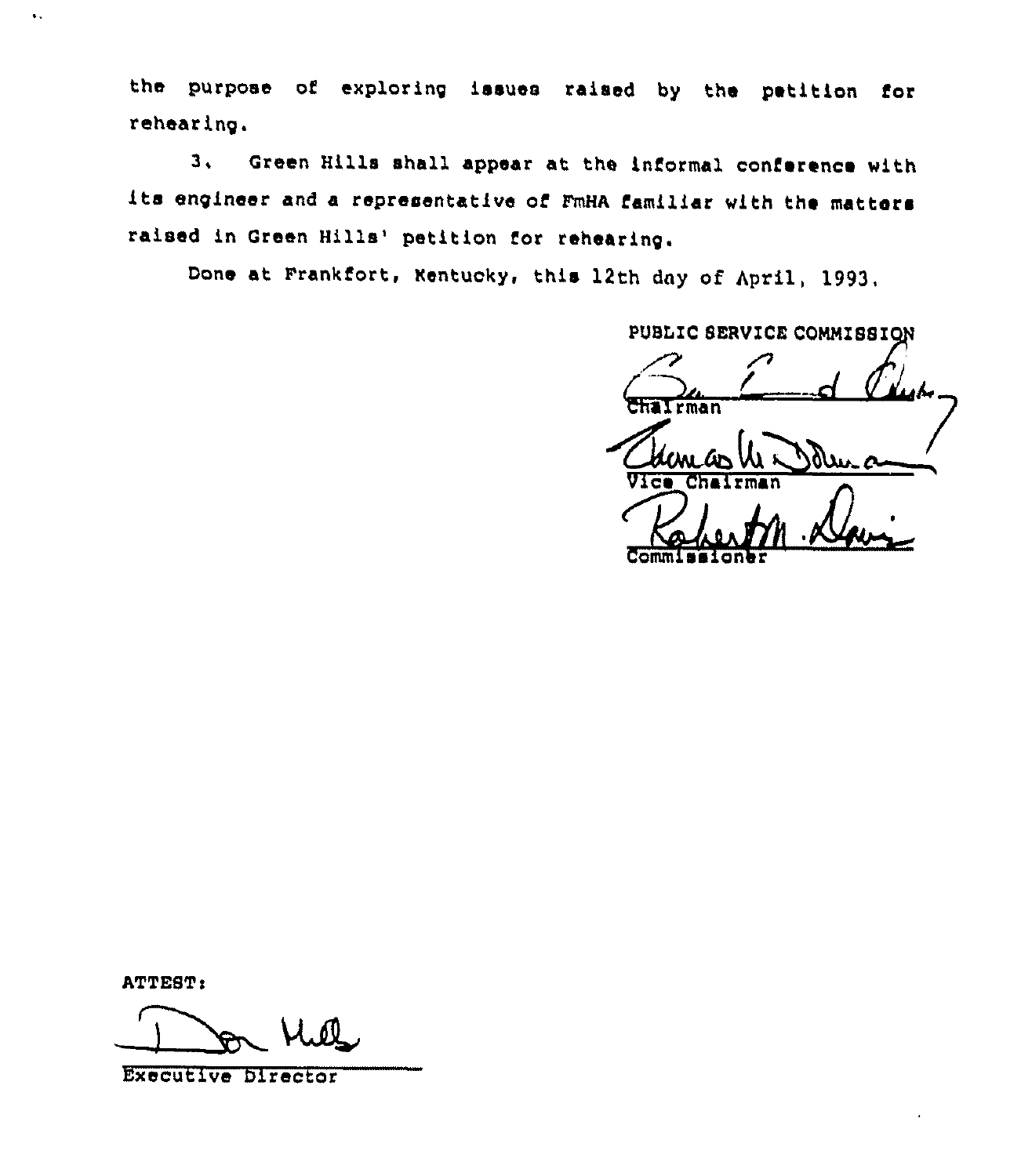the purpose of exploring issues raised by the petition for rehearing.

3. Green Hills shall appear at the informal conference with its engineer and a representative of FmHA familiar with the matters raised in Green Hills' petition for rehearing.

Done at Frankfort, Kentucky, this 12th day of April, 1993.

PUBLIC SERVICE COMMISSION

Chairman

Vice Chairman

Commissioner

ATTEST:

Executive Director